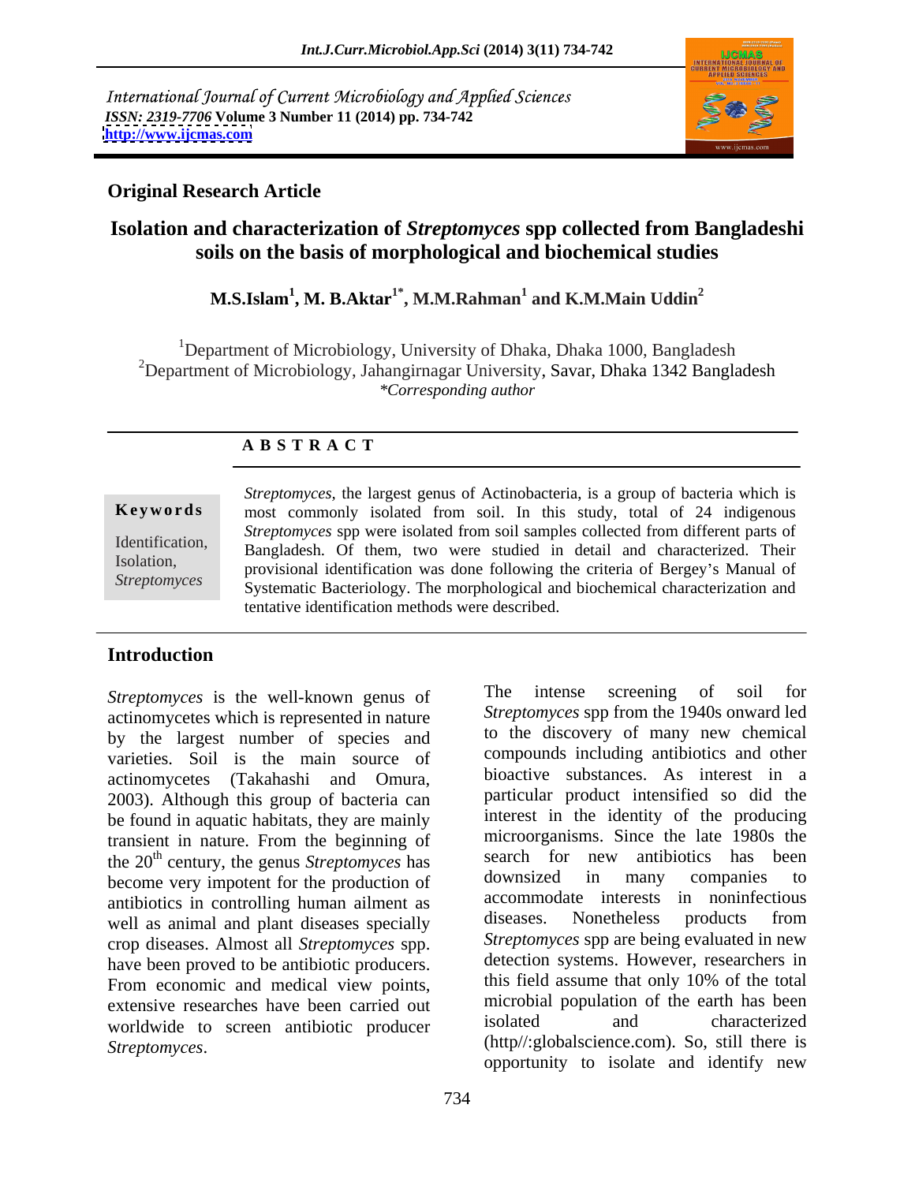International Journal of Current Microbiology and Applied Sciences
*ISSN: 2319-7706* **Volume 3 Number 11 (2014) pp. 734-742**
**http://www.ijcmas.com**

**Original Research Article**

# Isolation and characterization of *Streptomyces* spp collected from Bangladeshi soils on the basis of morphological and biochemical studies

**M.S.Islam[1], M. B.Aktar[1*], M.M.Rahman[1] and K.M.Main Uddin[2]**

[1]Department of Microbiology, University of Dhaka, Dhaka 1000, Bangladesh
[2]Department of Microbiology, Jahangirnagar University, Savar, Dhaka 1342 Bangladesh
*\*Corresponding author*

## ABSTRACT

**Keywords**

Identification, Isolation, *Streptomyces*

*Streptomyces,* the largest genus of Actinobacteria, is a group of bacteria which is most commonly isolated from soil. In this study, total of 24 indigenous *Streptomyces* spp were isolated from soil samples collected from different parts of Bangladesh. Of them, two were studied in detail and characterized. Their provisional identification was done following the criteria of Bergey's Manual of Systematic Bacteriology. The morphological and biochemical characterization and tentative identification methods were described.

## Introduction

*Streptomyces* is the well-known genus of actinomycetes which is represented in nature by the largest number of species and varieties. Soil is the main source of actinomycetes (Takahashi and Omura, 2003). Although this group of bacteria can be found in aquatic habitats, they are mainly transient in nature. From the beginning of the 20th century, the genus *Streptomyces* has become very impotent for the production of antibiotics in controlling human ailment as well as animal and plant diseases specially crop diseases. Almost all *Streptomyces* spp. have been proved to be antibiotic producers. From economic and medical view points, extensive researches have been carried out worldwide to screen antibiotic producer *Streptomyces*.

The intense screening of soil for *Streptomyces* spp from the 1940s onward led to the discovery of many new chemical compounds including antibiotics and other bioactive substances. As interest in a particular product intensified so did the interest in the identity of the producing microorganisms. Since the late 1980s the search for new antibiotics has been downsized in many companies to accommodate interests in noninfectious diseases. Nonetheless products from *Streptomyces* spp are being evaluated in new detection systems. However, researchers in this field assume that only 10% of the total microbial population of the earth has been isolated and characterized (http//:globalscience.com). So, still there is opportunity to isolate and identify new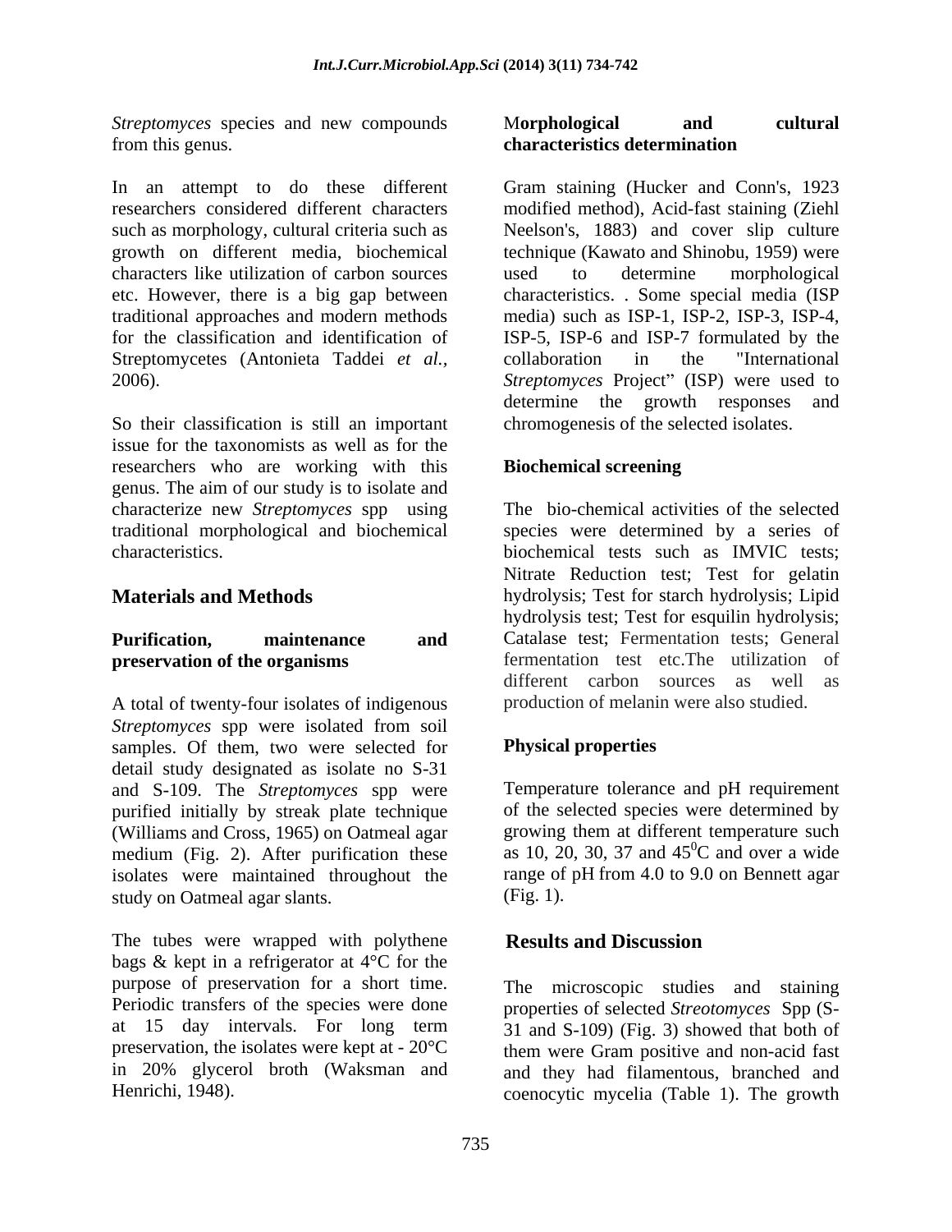*Streptomyces* species and new compounds from this genus.

In an attempt to do these different researchers considered different characters such as morphology, cultural criteria such as growth on different media, biochemical characters like utilization of carbon sources etc. However, there is a big gap between traditional approaches and modern methods for the classification and identification of Streptomycetes (Antonieta Taddei *et al.*, 2006).

So their classification is still an important issue for the taxonomists as well as for the researchers who are working with this genus. The aim of our study is to isolate and characterize new *Streptomyces* spp using traditional morphological and biochemical characteristics.

## Materials and Methods

### Purification, maintenance and preservation of the organisms

A total of twenty-four isolates of indigenous *Streptomyces* spp were isolated from soil samples. Of them, two were selected for detail study designated as isolate no S-31 and S-109. The *Streptomyces* spp were purified initially by streak plate technique (Williams and Cross, 1965) on Oatmeal agar medium (Fig. 2). After purification these isolates were maintained throughout the study on Oatmeal agar slants.

The tubes were wrapped with polythene bags & kept in a refrigerator at 4°C for the purpose of preservation for a short time. Periodic transfers of the species were done at 15 day intervals. For long term preservation, the isolates were kept at - 20°C in 20% glycerol broth (Waksman and Henrichi, 1948).

### Morphological and cultural characteristics determination

Gram staining (Hucker and Conn's, 1923 modified method), Acid-fast staining (Ziehl Neelson's, 1883) and cover slip culture technique (Kawato and Shinobu, 1959) were used to determine morphological characteristics. . Some special media (ISP media) such as ISP-1, ISP-2, ISP-3, ISP-4, ISP-5, ISP-6 and ISP-7 formulated by the collaboration in the "International *Streptomyces* Project" (ISP) were used to determine the growth responses and chromogenesis of the selected isolates.

### Biochemical screening

The bio-chemical activities of the selected species were determined by a series of biochemical tests such as IMVIC tests; Nitrate Reduction test; Test for gelatin hydrolysis; Test for starch hydrolysis; Lipid hydrolysis test; Test for esquilin hydrolysis; Catalase test; Fermentation tests; General fermentation test etc.The utilization of different carbon sources as well as production of melanin were also studied.

### Physical properties

Temperature tolerance and pH requirement of the selected species were determined by growing them at different temperature such as 10, 20, 30, 37 and 45$^0$C and over a wide range of pH from 4.0 to 9.0 on Bennett agar (Fig. 1).

## Results and Discussion

The microscopic studies and staining properties of selected *Streotomyces* Spp (S-31 and S-109) (Fig. 3) showed that both of them were Gram positive and non-acid fast and they had filamentous, branched and coenocytic mycelia (Table 1). The growth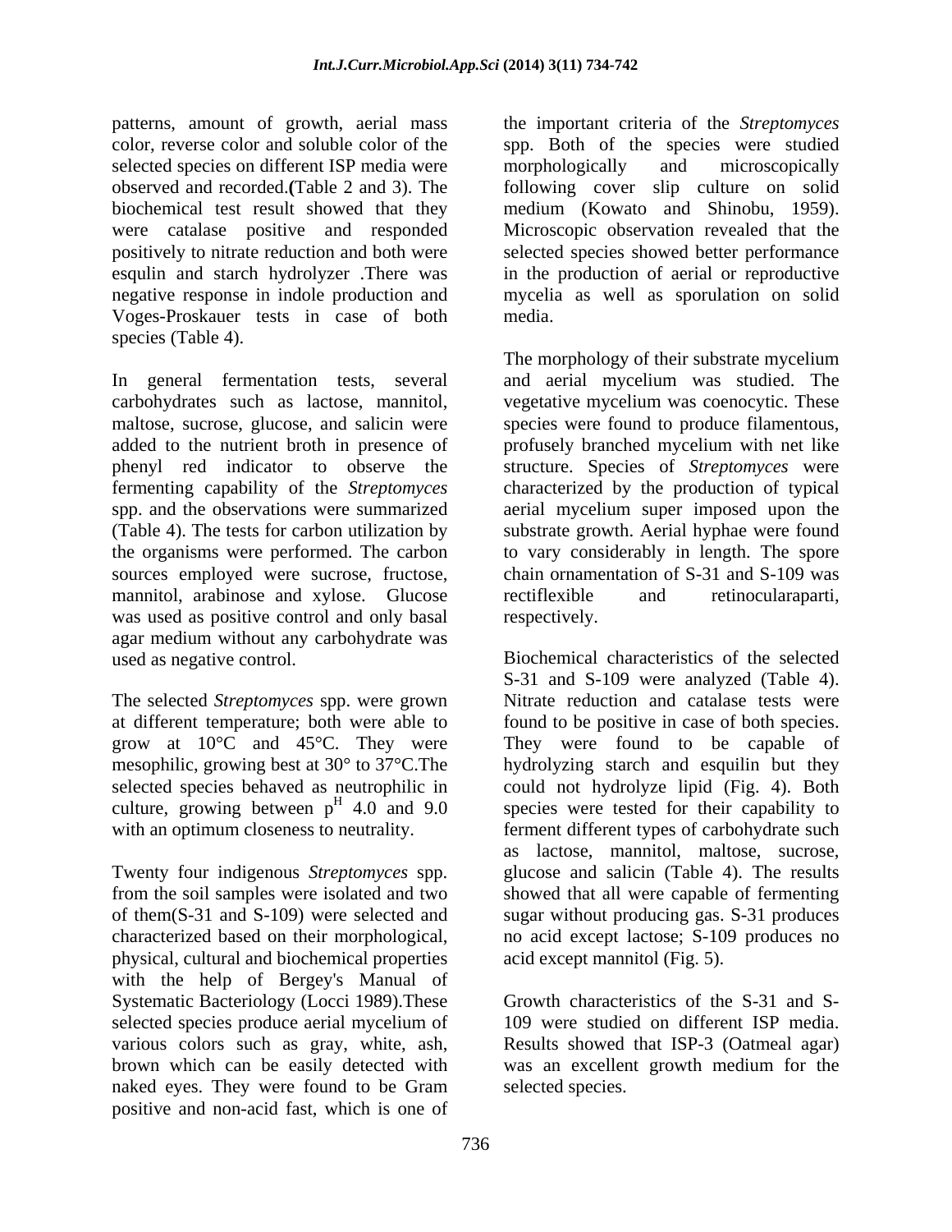patterns, amount of growth, aerial mass color, reverse color and soluble color of the selected species on different ISP media were observed and recorded.**(**Table 2 and 3). The biochemical test result showed that they were catalase positive and responded positively to nitrate reduction and both were esqulin and starch hydrolyzer .There was negative response in indole production and Voges-Proskauer tests in case of both species (Table 4).

In general fermentation tests, several carbohydrates such as lactose, mannitol, maltose, sucrose, glucose, and salicin were added to the nutrient broth in presence of phenyl red indicator to observe the fermenting capability of the *Streptomyces* spp. and the observations were summarized (Table 4). The tests for carbon utilization by the organisms were performed. The carbon sources employed were sucrose, fructose, mannitol, arabinose and xylose. Glucose was used as positive control and only basal agar medium without any carbohydrate was used as negative control.

The selected *Streptomyces* spp. were grown at different temperature; both were able to grow at 10°C and 45°C. They were mesophilic, growing best at 30° to 37°C.The selected species behaved as neutrophilic in culture, growing between $p^H$ 4.0 and 9.0 with an optimum closeness to neutrality.

Twenty four indigenous *Streptomyces* spp. from the soil samples were isolated and two of them(S-31 and S-109) were selected and characterized based on their morphological, physical, cultural and biochemical properties with the help of Bergey's Manual of Systematic Bacteriology (Locci 1989).These selected species produce aerial mycelium of various colors such as gray, white, ash, brown which can be easily detected with naked eyes. They were found to be Gram positive and non-acid fast, which is one of the important criteria of the *Streptomyces* spp. Both of the species were studied morphologically and microscopically following cover slip culture on solid medium (Kowato and Shinobu, 1959). Microscopic observation revealed that the selected species showed better performance in the production of aerial or reproductive mycelia as well as sporulation on solid media.

The morphology of their substrate mycelium and aerial mycelium was studied. The vegetative mycelium was coenocytic. These species were found to produce filamentous, profusely branched mycelium with net like structure. Species of *Streptomyces* were characterized by the production of typical aerial mycelium super imposed upon the substrate growth. Aerial hyphae were found to vary considerably in length. The spore chain ornamentation of S-31 and S-109 was rectiflexible and retinocularaparti, respectively.

Biochemical characteristics of the selected S-31 and S-109 were analyzed (Table 4). Nitrate reduction and catalase tests were found to be positive in case of both species. They were found to be capable of hydrolyzing starch and esquilin but they could not hydrolyze lipid (Fig. 4). Both species were tested for their capability to ferment different types of carbohydrate such as lactose, mannitol, maltose, sucrose, glucose and salicin (Table 4). The results showed that all were capable of fermenting sugar without producing gas. S-31 produces no acid except lactose; S-109 produces no acid except mannitol (Fig. 5).

Growth characteristics of the S-31 and S-109 were studied on different ISP media. Results showed that ISP-3 (Oatmeal agar) was an excellent growth medium for the selected species.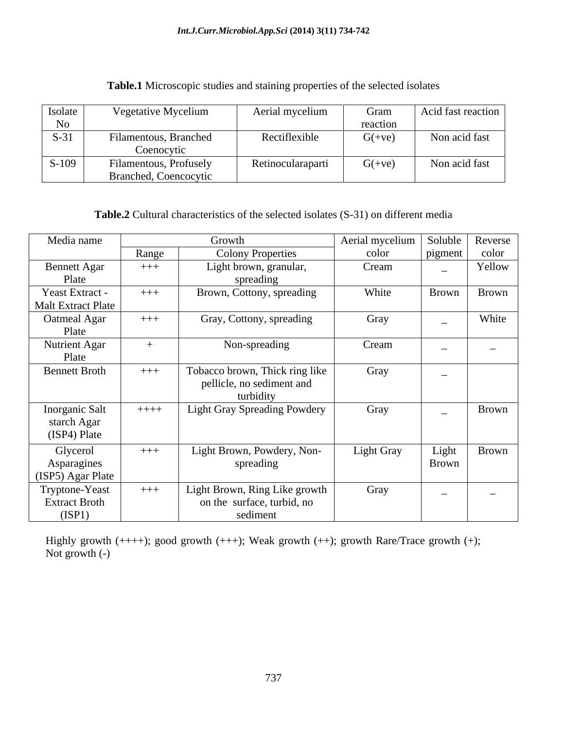**Table.1** Microscopic studies and staining properties of the selected isolates

| Isolate No | Vegetative Mycelium | Aerial mycelium | Gram reaction | Acid fast reaction |
|---|---|---|---|---|
| S-31 | Filamentous, Branched Coenocytic | Rectiflexible | G(+ve) | Non acid fast |
| S-109 | Filamentous, Profusely Branched, Coencocytic | Retinocularaparti | G(+ve) | Non acid fast |

**Table.2** Cultural characteristics of the selected isolates (S-31) on different media

| Media name | Growth | | Aerial mycelium color | Soluble pigment | Reverse color |
|---|---|---|---|---|---|
| | Range | Colony Properties | | | |
| Bennett Agar Plate | +++ | Light brown, granular, spreading | Cream | – | Yellow |
| Yeast Extract - Malt Extract Plate | +++ | Brown, Cottony, spreading | White | Brown | Brown |
| Oatmeal Agar Plate | +++ | Gray, Cottony, spreading | Gray | – | White |
| Nutrient Agar Plate | + | Non-spreading | Cream | – | – |
| Bennett Broth | +++ | Tobacco brown, Thick ring like pellicle, no sediment and turbidity | Gray | – | |
| Inorganic Salt starch Agar (ISP4) Plate | ++++ | Light Gray Spreading Powdery | Gray | – | Brown |
| Glycerol Asparagines (ISP5) Agar Plate | +++ | Light Brown, Powdery, Non-spreading | Light Gray | Light Brown | Brown |
| Tryptone-Yeast Extract Broth (ISP1) | +++ | Light Brown, Ring Like growth on the surface, turbid, no sediment | Gray | – | – |

Highly growth (++++); good growth (+++); Weak growth (++); growth Rare/Trace growth (+); Not growth (-)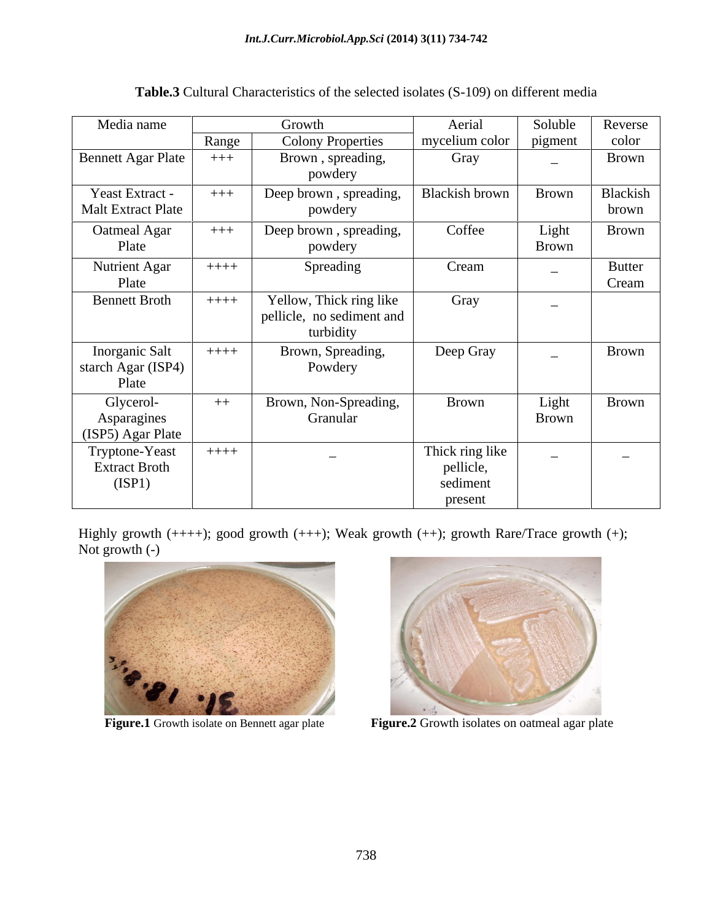**Table.3** Cultural Characteristics of the selected isolates (S-109) on different media

| Media name | Growth | | Aerial mycelium color | Soluble pigment | Reverse color |
|---|---|---|---|---|---|
| | Range | Colony Properties | | | |
| Bennett Agar Plate | +++ | Brown , spreading, powdery | Gray | – | Brown |
| Yeast Extract - Malt Extract Plate | +++ | Deep brown , spreading, powdery | Blackish brown | Brown | Blackish brown |
| Oatmeal Agar Plate | +++ | Deep brown , spreading, powdery | Coffee | Light Brown | Brown |
| Nutrient Agar Plate | ++++ | Spreading | Cream | – | Butter Cream |
| Bennett Broth | ++++ | Yellow, Thick ring like pellicle, no sediment and turbidity | Gray | – | |
| Inorganic Salt starch Agar (ISP4) Plate | ++++ | Brown, Spreading, Powdery | Deep Gray | – | Brown |
| Glycerol-Asparagines (ISP5) Agar Plate | ++ | Brown, Non-Spreading, Granular | Brown | Light Brown | Brown |
| Tryptone-Yeast Extract Broth (ISP1) | ++++ | – | Thick ring like pellicle, sediment present | – | – |

Highly growth (++++); good growth (+++); Weak growth (++); growth Rare/Trace growth (+); Not growth (-)

**Figure.1** Growth isolate on Bennett agar plate

**Figure.2** Growth isolates on oatmeal agar plate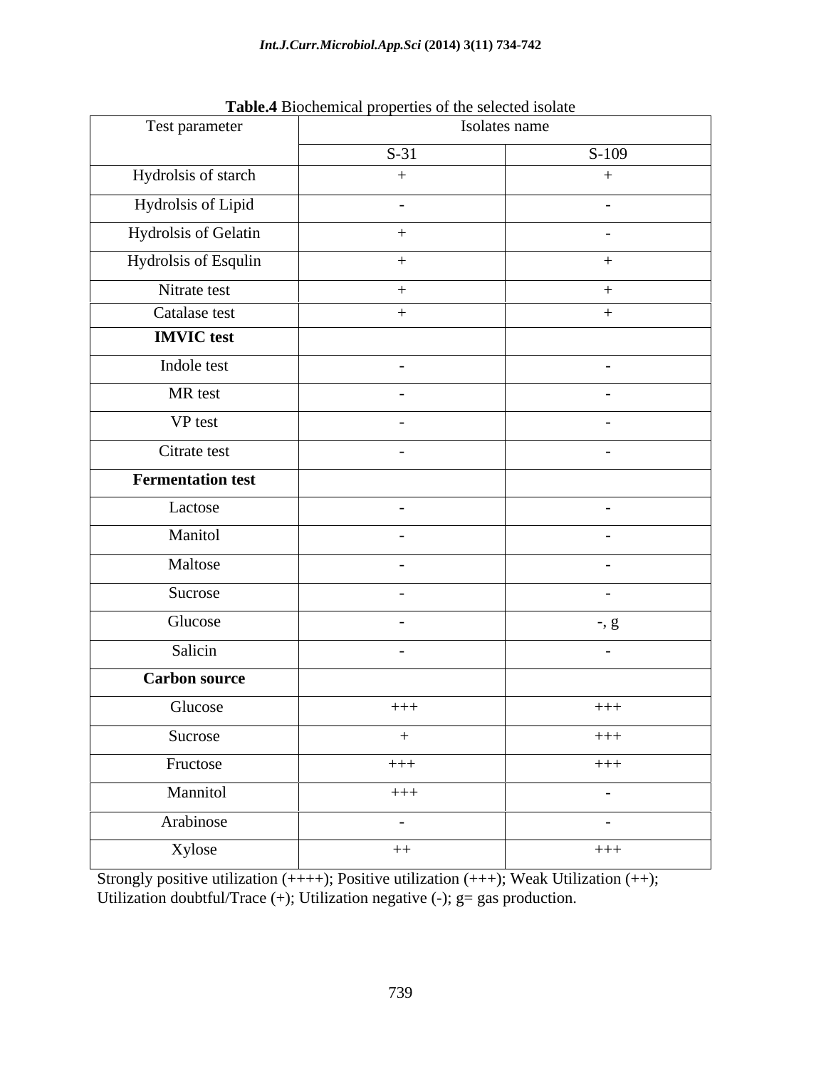**Table.4** Biochemical properties of the selected isolate

| Test parameter | Isolates name | |
|---|---|---|
| | S-31 | S-109 |
| Hydrolsis of starch | + | + |
| Hydrolsis of Lipid | - | - |
| Hydrolsis of Gelatin | + | - |
| Hydrolsis of Esqulin | + | + |
| Nitrate test | + | + |
| Catalase test | + | + |
| **IMVIC test** | | |
| Indole test | - | - |
| MR test | - | - |
| VP test | - | - |
| Citrate test | - | - |
| **Fermentation test** | | |
| Lactose | - | - |
| Manitol | - | - |
| Maltose | - | - |
| Sucrose | - | - |
| Glucose | - | -, g |
| Salicin | - | - |
| **Carbon source** | | |
| Glucose | +++ | +++ |
| Sucrose | + | +++ |
| Fructose | +++ | +++ |
| Mannitol | +++ | - |
| Arabinose | - | - |
| Xylose | ++ | +++ |

Strongly positive utilization (++++); Positive utilization (+++); Weak Utilization (++); Utilization doubtful/Trace (+); Utilization negative (-); g= gas production.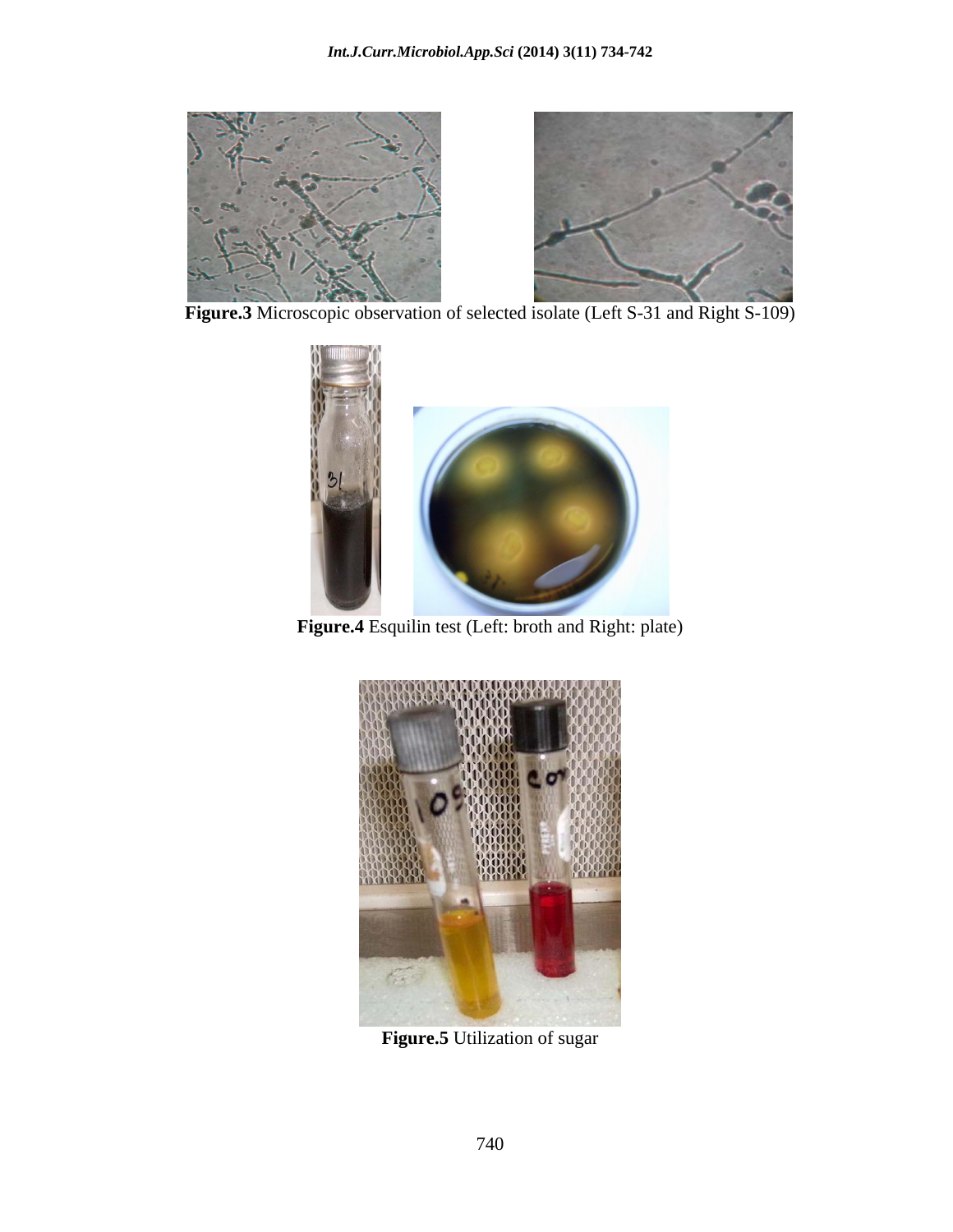Figure.3 Microscopic observation of selected isolate (Left S-31 and Right S-109)

Figure.4 Esquilin test (Left: broth and Right: plate)

Figure.5 Utilization of sugar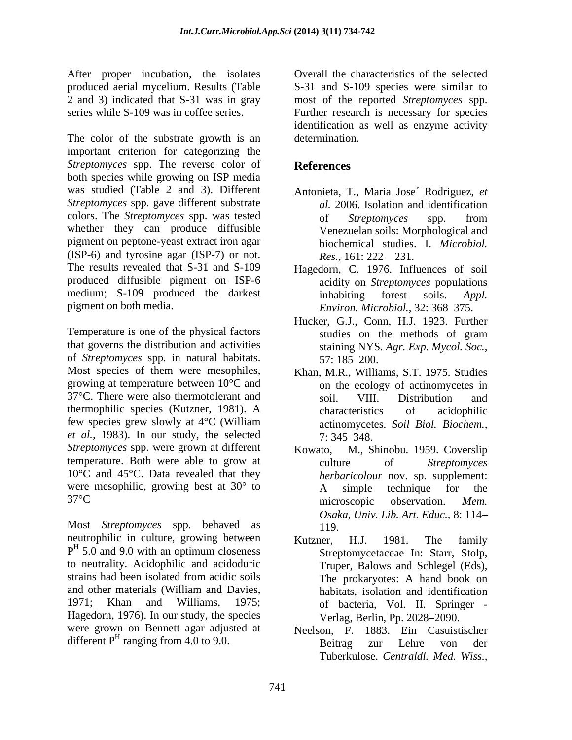After proper incubation, the isolates produced aerial mycelium. Results (Table 2 and 3) indicated that S-31 was in gray series while S-109 was in coffee series.

The color of the substrate growth is an important criterion for categorizing the *Streptomyces* spp. The reverse color of both species while growing on ISP media was studied (Table 2 and 3). Different *Streptomyces* spp. gave different substrate colors. The *Streptomyces* spp. was tested whether they can produce diffusible pigment on peptone-yeast extract iron agar (ISP-6) and tyrosine agar (ISP-7) or not. The results revealed that S-31 and S-109 produced diffusible pigment on ISP-6 medium; S-109 produced the darkest pigment on both media.

Temperature is one of the physical factors that governs the distribution and activities of *Streptomyces* spp. in natural habitats. Most species of them were mesophiles, growing at temperature between 10°C and 37°C. There were also thermotolerant and thermophilic species (Kutzner, 1981). A few species grew slowly at 4°C (William *et al.*, 1983). In our study, the selected *Streptomyces* spp. were grown at different temperature. Both were able to grow at 10°C and 45°C. Data revealed that they were mesophilic, growing best at 30° to 37°C

Most *Streptomyces* spp. behaved as neutrophilic in culture, growing between $P^H$ 5.0 and 9.0 with an optimum closeness to neutrality. Acidophilic and acidoduric strains had been isolated from acidic soils and other materials (William and Davies, 1971; Khan and Williams, 1975; Hagedorn, 1976). In our study, the species were grown on Bennett agar adjusted at different $P^H$ ranging from 4.0 to 9.0.

Overall the characteristics of the selected S-31 and S-109 species were similar to most of the reported *Streptomyces* spp. Further research is necessary for species identification as well as enzyme activity determination.

## References

Antonieta, T., Maria Jose´ Rodriguez, *et al.* 2006. Isolation and identification of *Streptomyces* spp. from Venezuelan soils: Morphological and biochemical studies. I. *Microbiol. Res.*, 161: 222—231.

Hagedorn, C. 1976. Influences of soil acidity on *Streptomyces* populations inhabiting forest soils. *Appl. Environ. Microbiol.*, 32: 368–375.

Hucker, G.J., Conn, H.J. 1923. Further studies on the methods of gram staining NYS. *Agr. Exp. Mycol. Soc.*, 57: 185–200.

Khan, M.R., Williams, S.T. 1975. Studies on the ecology of actinomycetes in soil. VIII. Distribution and characteristics of acidophilic actinomycetes. *Soil Biol. Biochem.*, 7: 345–348.

Kowato, M., Shinobu. 1959. Coverslip culture of *Streptomyces herbaricolour* nov. sp. supplement: A simple technique for the microscopic observation. *Mem. Osaka, Univ. Lib. Art. Educ.*, 8: 114–119.

Kutzner, H.J. 1981. The family Streptomycetaceae In: Starr, Stolp, Truper, Balows and Schlegel (Eds), The prokaryotes: A hand book on habitats, isolation and identification of bacteria, Vol. II. Springer - Verlag, Berlin, Pp. 2028–2090.

Neelson, F. 1883. Ein Casuistischer Beitrag zur Lehre von der Tuberkulose. *Centraldl. Med. Wiss.*,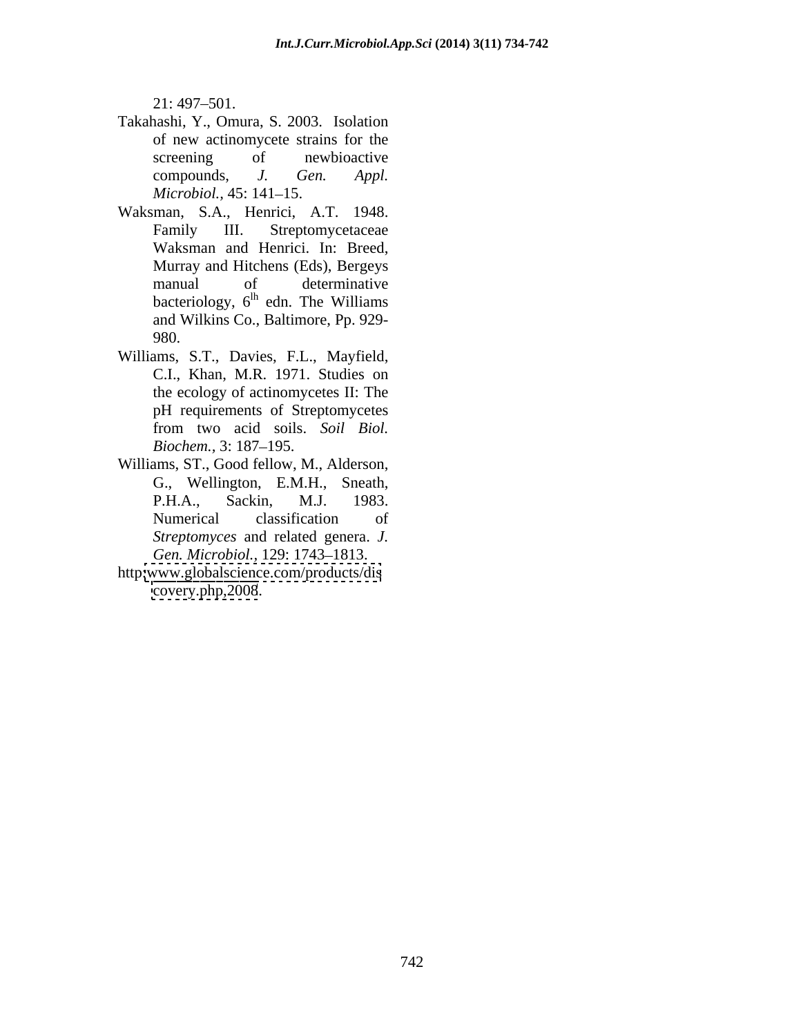21: 497–501.

Takahashi, Y., Omura, S. 2003. Isolation of new actinomycete strains for the screening of newbioactive compounds, *J. Gen. Appl. Microbiol.,* 45: 141–15.

Waksman, S.A., Henrici, A.T. 1948. Family III. Streptomycetaceae Waksman and Henrici. In: Breed, Murray and Hitchens (Eds), Bergeys manual of determinative bacteriology, $6^{lh}$ edn. The Williams and Wilkins Co., Baltimore, Pp. 929-980.

Williams, S.T., Davies, F.L., Mayfield, C.I., Khan, M.R. 1971. Studies on the ecology of actinomycetes II: The pH requirements of Streptomycetes from two acid soils. *Soil Biol. Biochem.,* 3: 187–195.

Williams, ST., Good fellow, M., Alderson, G., Wellington, E.M.H., Sneath, P.H.A., Sackin, M.J. 1983. Numerical classification of *Streptomyces* and related genera. *J. Gen. Microbiol.,* 129: 1743–1813.

http:www.globalscience.com/products/discovery.php,2008.